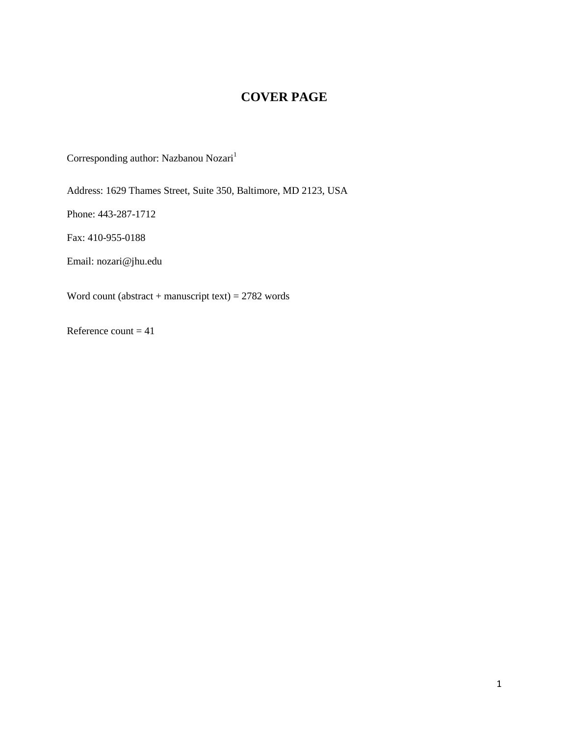# COVER PAGE

Corresponding author: Nazbanou Nozari[1]

Address: 1629 Thames Street, Suite 350, Baltimore, MD 2123, USA

Phone: 443-287-1712

Fax: 410-955-0188

Email: nozari@jhu.edu

Word count (abstract + manuscript text) = 2782 words

Reference count = 41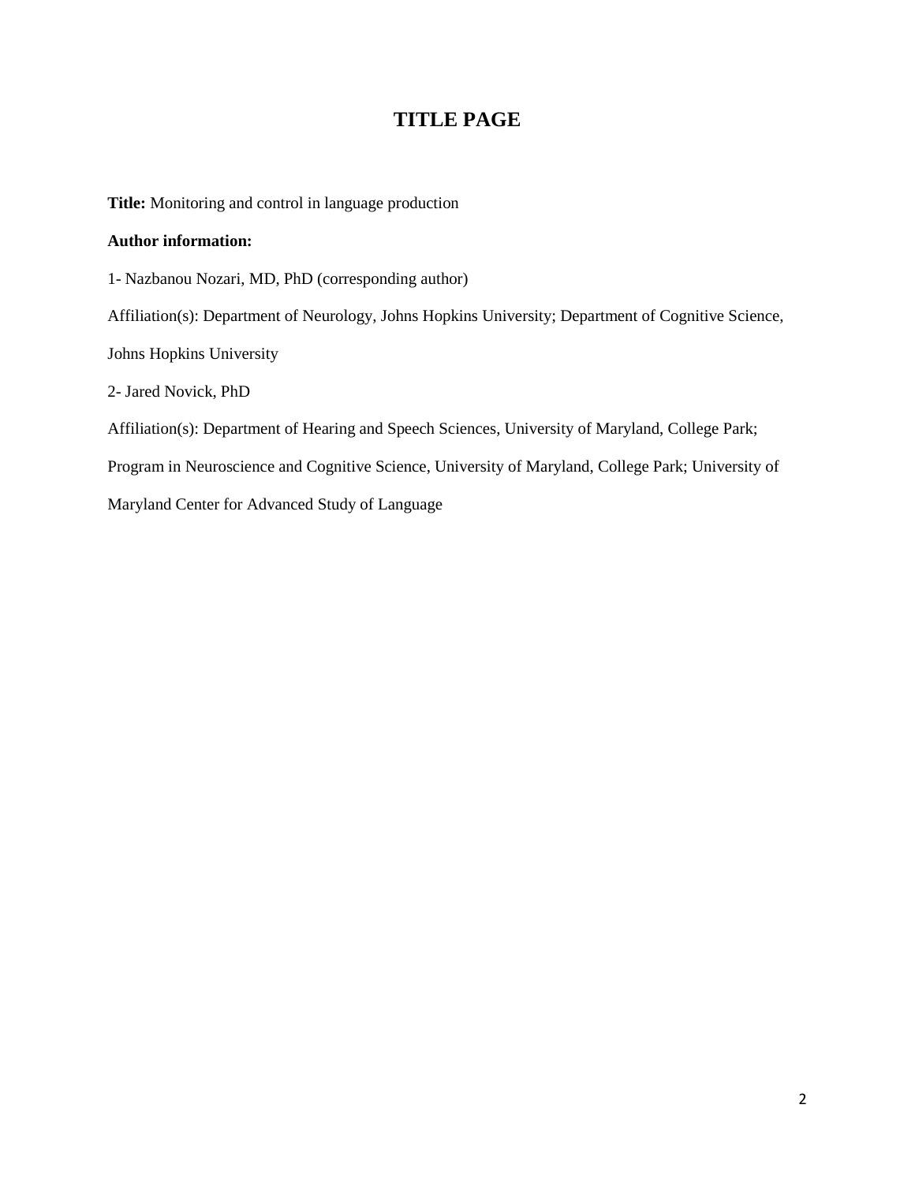# TITLE PAGE

**Title:** Monitoring and control in language production

**Author information:**

1- Nazbanou Nozari, MD, PhD (corresponding author)

Affiliation(s): Department of Neurology, Johns Hopkins University; Department of Cognitive Science, Johns Hopkins University

2- Jared Novick, PhD

Affiliation(s): Department of Hearing and Speech Sciences, University of Maryland, College Park; Program in Neuroscience and Cognitive Science, University of Maryland, College Park; University of Maryland Center for Advanced Study of Language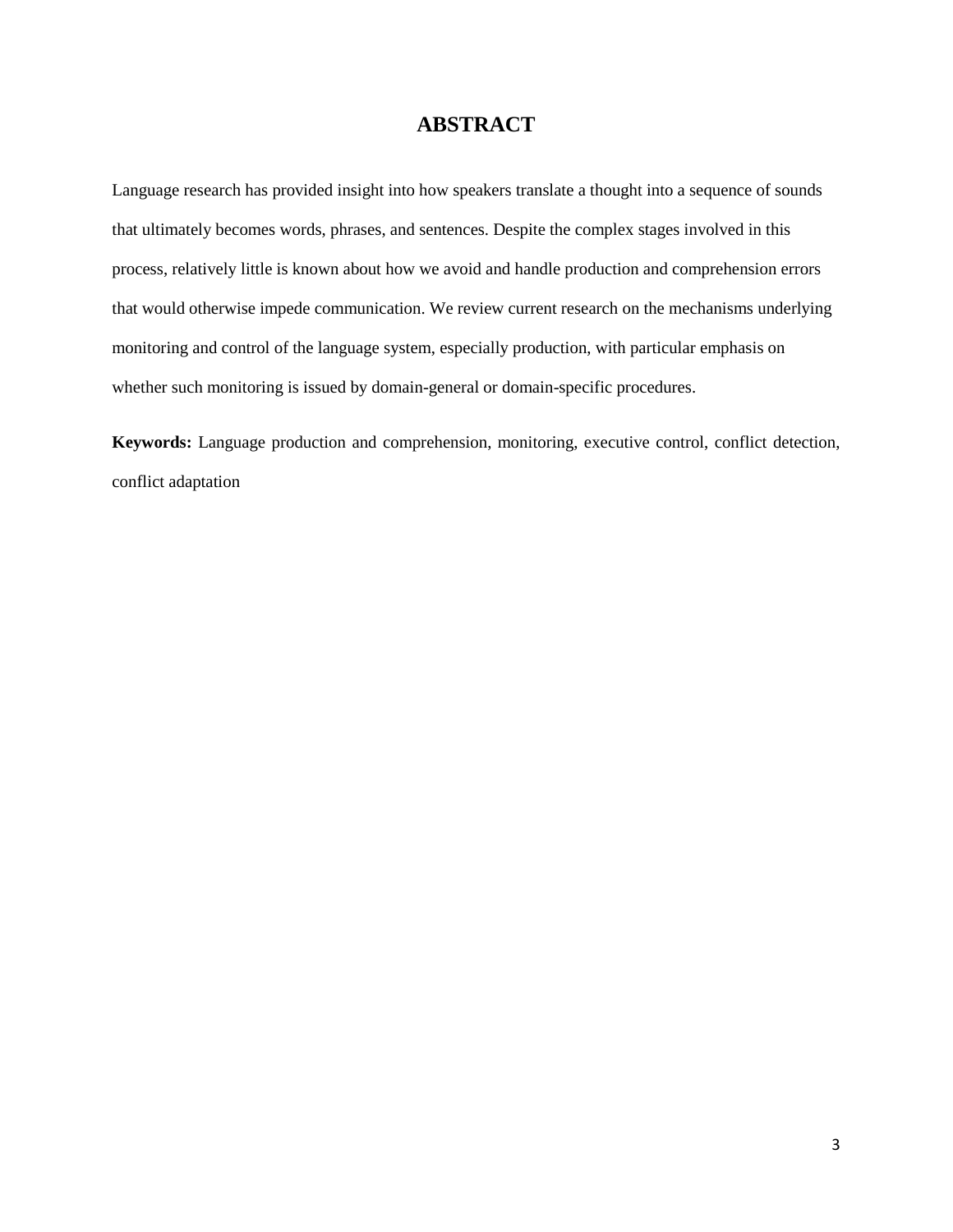# ABSTRACT

Language research has provided insight into how speakers translate a thought into a sequence of sounds that ultimately becomes words, phrases, and sentences. Despite the complex stages involved in this process, relatively little is known about how we avoid and handle production and comprehension errors that would otherwise impede communication. We review current research on the mechanisms underlying monitoring and control of the language system, especially production, with particular emphasis on whether such monitoring is issued by domain-general or domain-specific procedures.

**Keywords:** Language production and comprehension, monitoring, executive control, conflict detection, conflict adaptation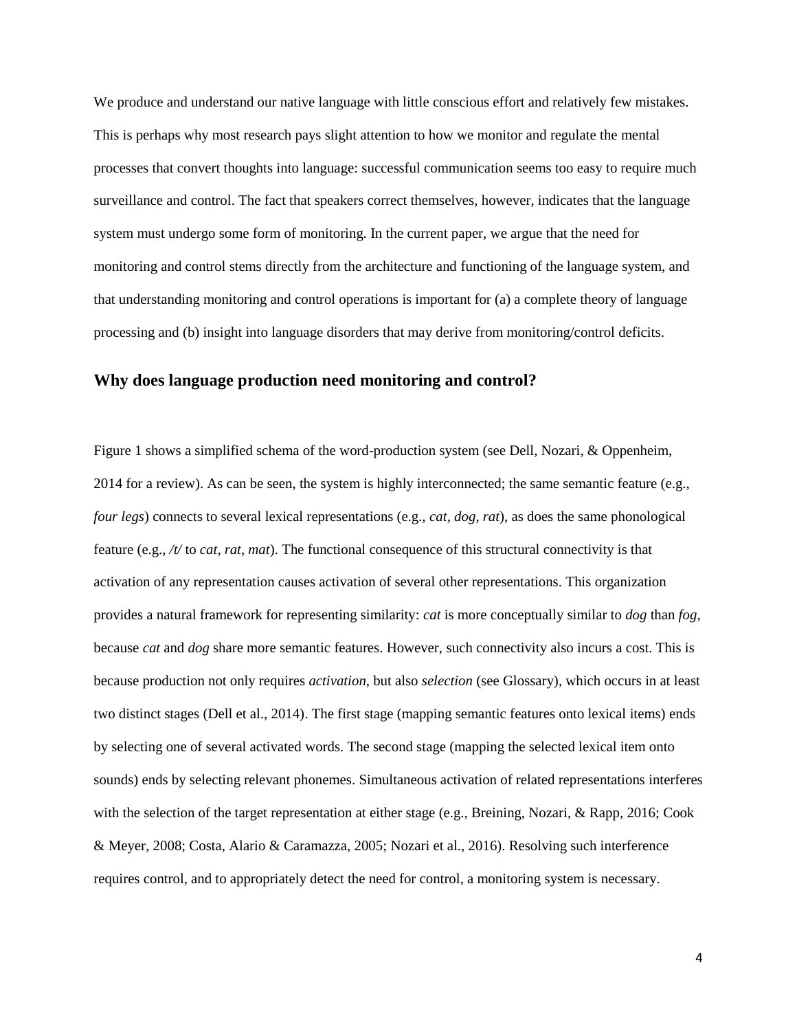We produce and understand our native language with little conscious effort and relatively few mistakes. This is perhaps why most research pays slight attention to how we monitor and regulate the mental processes that convert thoughts into language: successful communication seems too easy to require much surveillance and control. The fact that speakers correct themselves, however, indicates that the language system must undergo some form of monitoring. In the current paper, we argue that the need for monitoring and control stems directly from the architecture and functioning of the language system, and that understanding monitoring and control operations is important for (a) a complete theory of language processing and (b) insight into language disorders that may derive from monitoring/control deficits.

## Why does language production need monitoring and control?

Figure 1 shows a simplified schema of the word-production system (see Dell, Nozari, & Oppenheim, 2014 for a review). As can be seen, the system is highly interconnected; the same semantic feature (e.g., *four legs*) connects to several lexical representations (e.g., *cat, dog, rat*), as does the same phonological feature (e.g., */t/* to *cat, rat, mat*). The functional consequence of this structural connectivity is that activation of any representation causes activation of several other representations. This organization provides a natural framework for representing similarity: *cat* is more conceptually similar to *dog* than *fog*, because *cat* and *dog* share more semantic features. However, such connectivity also incurs a cost. This is because production not only requires *activation*, but also *selection* (see Glossary), which occurs in at least two distinct stages (Dell et al., 2014). The first stage (mapping semantic features onto lexical items) ends by selecting one of several activated words. The second stage (mapping the selected lexical item onto sounds) ends by selecting relevant phonemes. Simultaneous activation of related representations interferes with the selection of the target representation at either stage (e.g., Breining, Nozari, & Rapp, 2016; Cook & Meyer, 2008; Costa, Alario & Caramazza, 2005; Nozari et al., 2016). Resolving such interference requires control, and to appropriately detect the need for control, a monitoring system is necessary.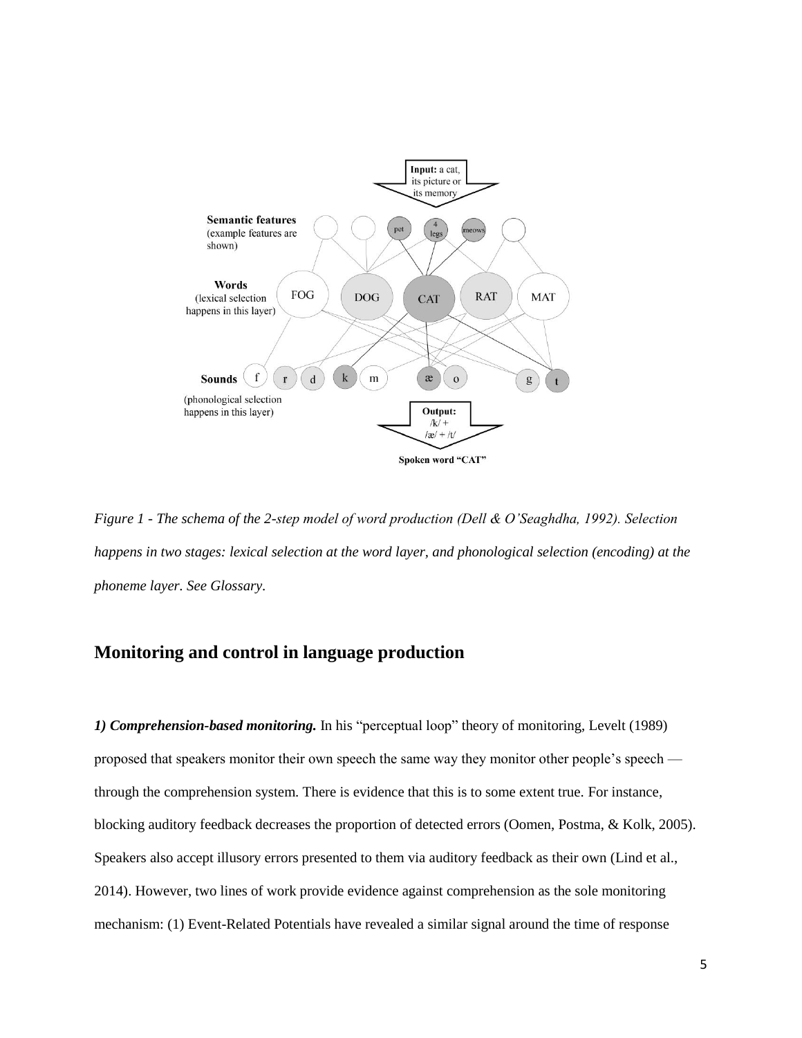*Figure 1 - The schema of the 2-step model of word production (Dell & O'Seaghdha, 1992). Selection happens in two stages: lexical selection at the word layer, and phonological selection (encoding) at the phoneme layer. See Glossary.*

## Monitoring and control in language production

***1) Comprehension-based monitoring.*** In his "perceptual loop" theory of monitoring, Levelt (1989) proposed that speakers monitor their own speech the same way they monitor other people's speech — through the comprehension system. There is evidence that this is to some extent true. For instance, blocking auditory feedback decreases the proportion of detected errors (Oomen, Postma, & Kolk, 2005). Speakers also accept illusory errors presented to them via auditory feedback as their own (Lind et al., 2014). However, two lines of work provide evidence against comprehension as the sole monitoring mechanism: (1) Event-Related Potentials have revealed a similar signal around the time of response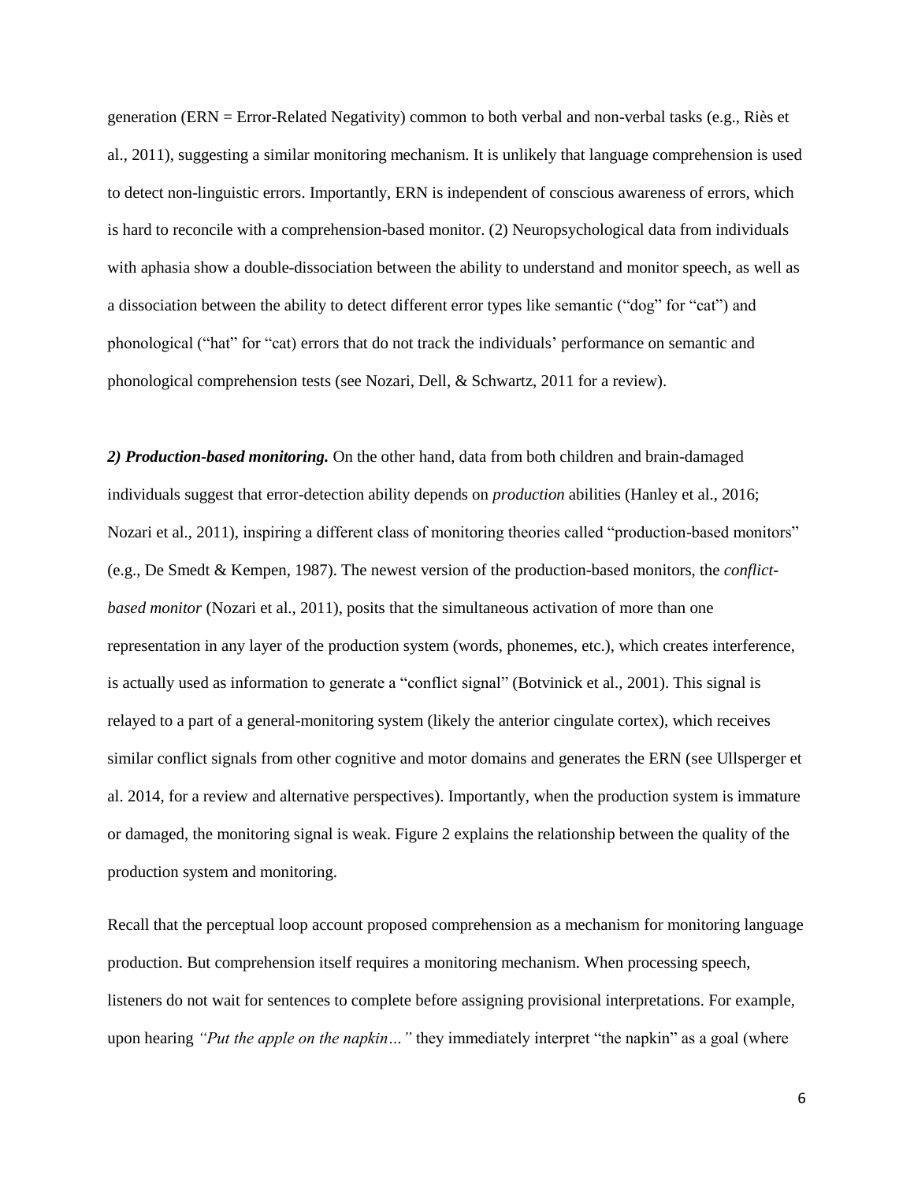generation (ERN = Error-Related Negativity) common to both verbal and non-verbal tasks (e.g., Riès et al., 2011), suggesting a similar monitoring mechanism. It is unlikely that language comprehension is used to detect non-linguistic errors. Importantly, ERN is independent of conscious awareness of errors, which is hard to reconcile with a comprehension-based monitor. (2) Neuropsychological data from individuals with aphasia show a double-dissociation between the ability to understand and monitor speech, as well as a dissociation between the ability to detect different error types like semantic ("dog" for "cat") and phonological ("hat" for "cat) errors that do not track the individuals' performance on semantic and phonological comprehension tests (see Nozari, Dell, & Schwartz, 2011 for a review).

***2) Production-based monitoring.*** On the other hand, data from both children and brain-damaged individuals suggest that error-detection ability depends on *production* abilities (Hanley et al., 2016; Nozari et al., 2011), inspiring a different class of monitoring theories called "production-based monitors" (e.g., De Smedt & Kempen, 1987). The newest version of the production-based monitors, the *conflict-based monitor* (Nozari et al., 2011), posits that the simultaneous activation of more than one representation in any layer of the production system (words, phonemes, etc.), which creates interference, is actually used as information to generate a "conflict signal" (Botvinick et al., 2001). This signal is relayed to a part of a general-monitoring system (likely the anterior cingulate cortex), which receives similar conflict signals from other cognitive and motor domains and generates the ERN (see Ullsperger et al. 2014, for a review and alternative perspectives). Importantly, when the production system is immature or damaged, the monitoring signal is weak. Figure 2 explains the relationship between the quality of the production system and monitoring.

Recall that the perceptual loop account proposed comprehension as a mechanism for monitoring language production. But comprehension itself requires a monitoring mechanism. When processing speech, listeners do not wait for sentences to complete before assigning provisional interpretations. For example, upon hearing *"Put the apple on the napkin…"* they immediately interpret "the napkin" as a goal (where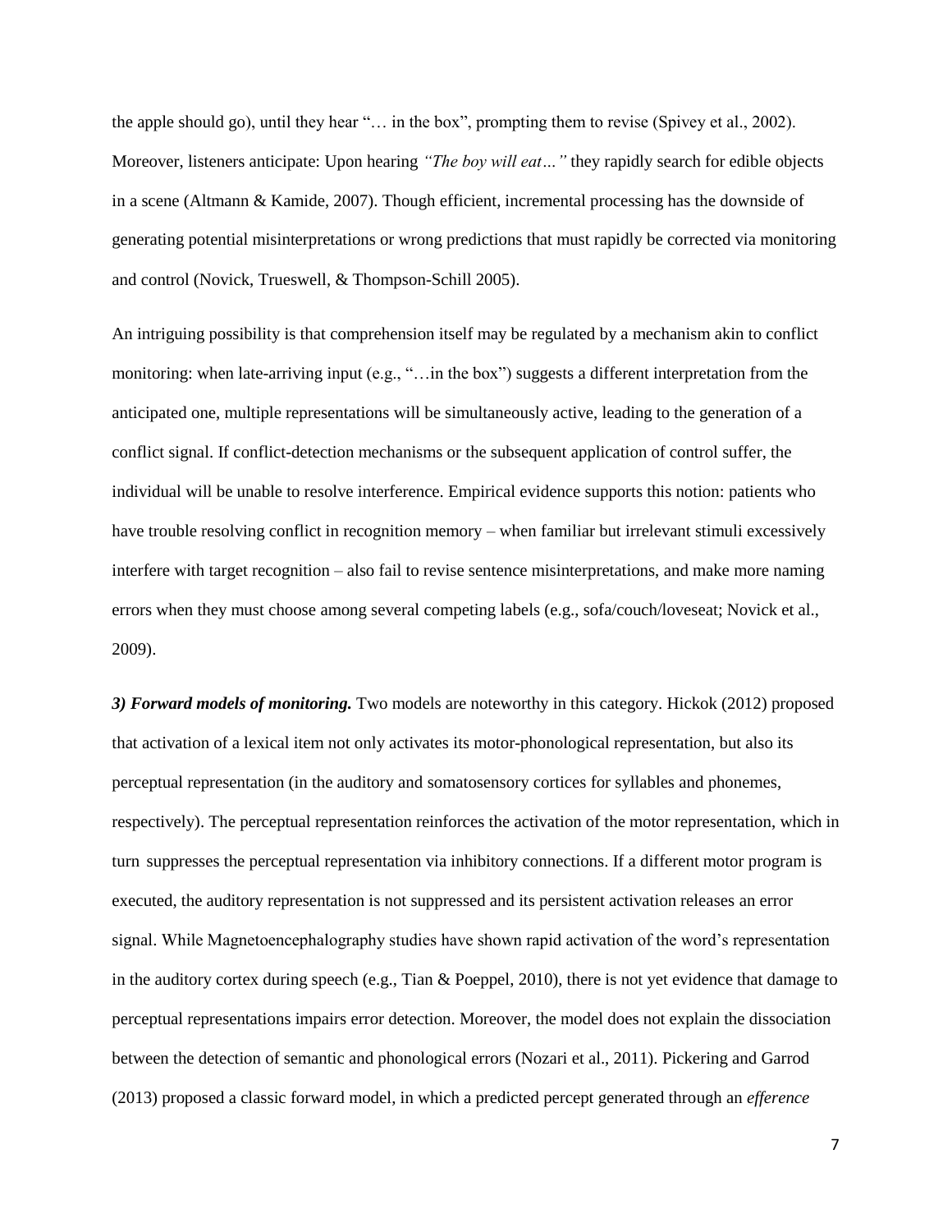the apple should go), until they hear "… in the box", prompting them to revise (Spivey et al., 2002). Moreover, listeners anticipate: Upon hearing *"The boy will eat…"* they rapidly search for edible objects in a scene (Altmann & Kamide, 2007). Though efficient, incremental processing has the downside of generating potential misinterpretations or wrong predictions that must rapidly be corrected via monitoring and control (Novick, Trueswell, & Thompson-Schill 2005).

An intriguing possibility is that comprehension itself may be regulated by a mechanism akin to conflict monitoring: when late-arriving input (e.g., "…in the box") suggests a different interpretation from the anticipated one, multiple representations will be simultaneously active, leading to the generation of a conflict signal. If conflict-detection mechanisms or the subsequent application of control suffer, the individual will be unable to resolve interference. Empirical evidence supports this notion: patients who have trouble resolving conflict in recognition memory – when familiar but irrelevant stimuli excessively interfere with target recognition – also fail to revise sentence misinterpretations, and make more naming errors when they must choose among several competing labels (e.g., sofa/couch/loveseat; Novick et al., 2009).

***3) Forward models of monitoring.*** Two models are noteworthy in this category. Hickok (2012) proposed that activation of a lexical item not only activates its motor-phonological representation, but also its perceptual representation (in the auditory and somatosensory cortices for syllables and phonemes, respectively). The perceptual representation reinforces the activation of the motor representation, which in turn suppresses the perceptual representation via inhibitory connections. If a different motor program is executed, the auditory representation is not suppressed and its persistent activation releases an error signal. While Magnetoencephalography studies have shown rapid activation of the word's representation in the auditory cortex during speech (e.g., Tian & Poeppel, 2010), there is not yet evidence that damage to perceptual representations impairs error detection. Moreover, the model does not explain the dissociation between the detection of semantic and phonological errors (Nozari et al., 2011). Pickering and Garrod (2013) proposed a classic forward model, in which a predicted percept generated through an *efference*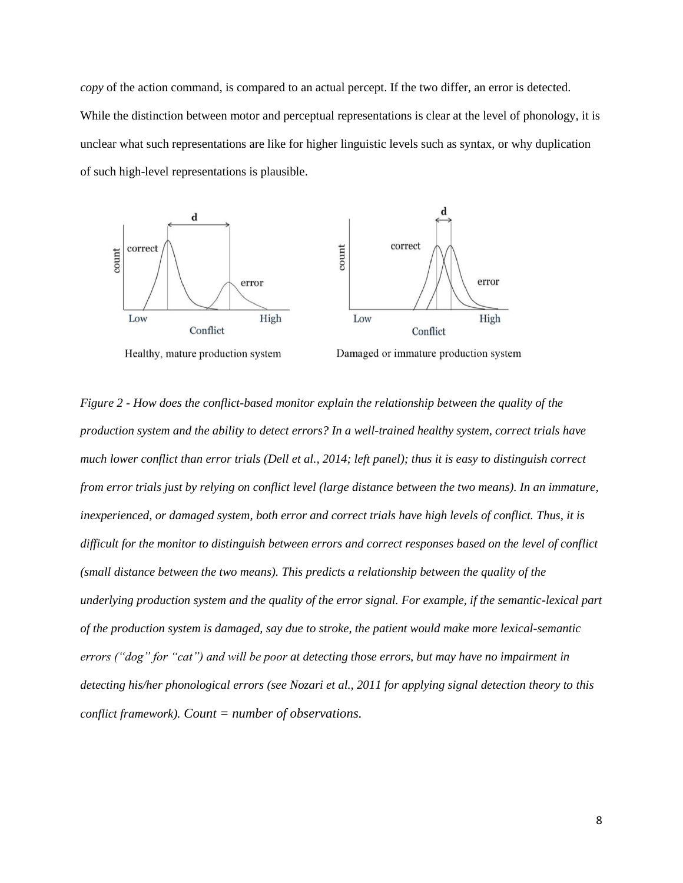*copy* of the action command, is compared to an actual percept. If the two differ, an error is detected. While the distinction between motor and perceptual representations is clear at the level of phonology, it is unclear what such representations are like for higher linguistic levels such as syntax, or why duplication of such high-level representations is plausible.

*Figure 2 - How does the conflict-based monitor explain the relationship between the quality of the production system and the ability to detect errors? In a well-trained healthy system, correct trials have much lower conflict than error trials (Dell et al., 2014; left panel); thus it is easy to distinguish correct from error trials just by relying on conflict level (large distance between the two means). In an immature, inexperienced, or damaged system, both error and correct trials have high levels of conflict. Thus, it is difficult for the monitor to distinguish between errors and correct responses based on the level of conflict (small distance between the two means). This predicts a relationship between the quality of the underlying production system and the quality of the error signal. For example, if the semantic-lexical part of the production system is damaged, say due to stroke, the patient would make more lexical-semantic errors ("dog" for "cat") and will be poor at detecting those errors, but may have no impairment in detecting his/her phonological errors (see Nozari et al., 2011 for applying signal detection theory to this conflict framework). Count = number of observations.*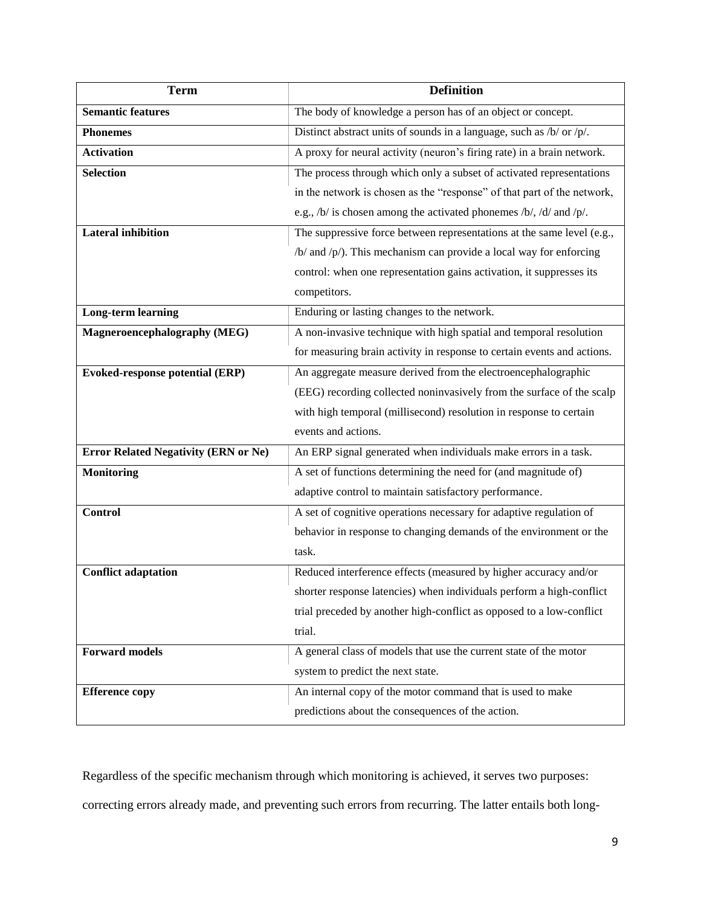| Term | Definition |
| --- | --- |
| **Semantic features** | The body of knowledge a person has of an object or concept. |
| **Phonemes** | Distinct abstract units of sounds in a language, such as /b/ or /p/. |
| **Activation** | A proxy for neural activity (neuron's firing rate) in a brain network. |
| **Selection** | The process through which only a subset of activated representations in the network is chosen as the "response" of that part of the network, e.g., /b/ is chosen among the activated phonemes /b/, /d/ and /p/. |
| **Lateral inhibition** | The suppressive force between representations at the same level (e.g., /b/ and /p/). This mechanism can provide a local way for enforcing control: when one representation gains activation, it suppresses its competitors. |
| **Long-term learning** | Enduring or lasting changes to the network. |
| **Magneroencephalography (MEG)** | A non-invasive technique with high spatial and temporal resolution for measuring brain activity in response to certain events and actions. |
| **Evoked-response potential (ERP)** | An aggregate measure derived from the electroencephalographic (EEG) recording collected noninvasively from the surface of the scalp with high temporal (millisecond) resolution in response to certain events and actions. |
| **Error Related Negativity (ERN or Ne)** | An ERP signal generated when individuals make errors in a task. |
| **Monitoring** | A set of functions determining the need for (and magnitude of) adaptive control to maintain satisfactory performance. |
| **Control** | A set of cognitive operations necessary for adaptive regulation of behavior in response to changing demands of the environment or the task. |
| **Conflict adaptation** | Reduced interference effects (measured by higher accuracy and/or shorter response latencies) when individuals perform a high-conflict trial preceded by another high-conflict as opposed to a low-conflict trial. |
| **Forward models** | A general class of models that use the current state of the motor system to predict the next state. |
| **Efference copy** | An internal copy of the motor command that is used to make predictions about the consequences of the action. |

Regardless of the specific mechanism through which monitoring is achieved, it serves two purposes: correcting errors already made, and preventing such errors from recurring. The latter entails both long-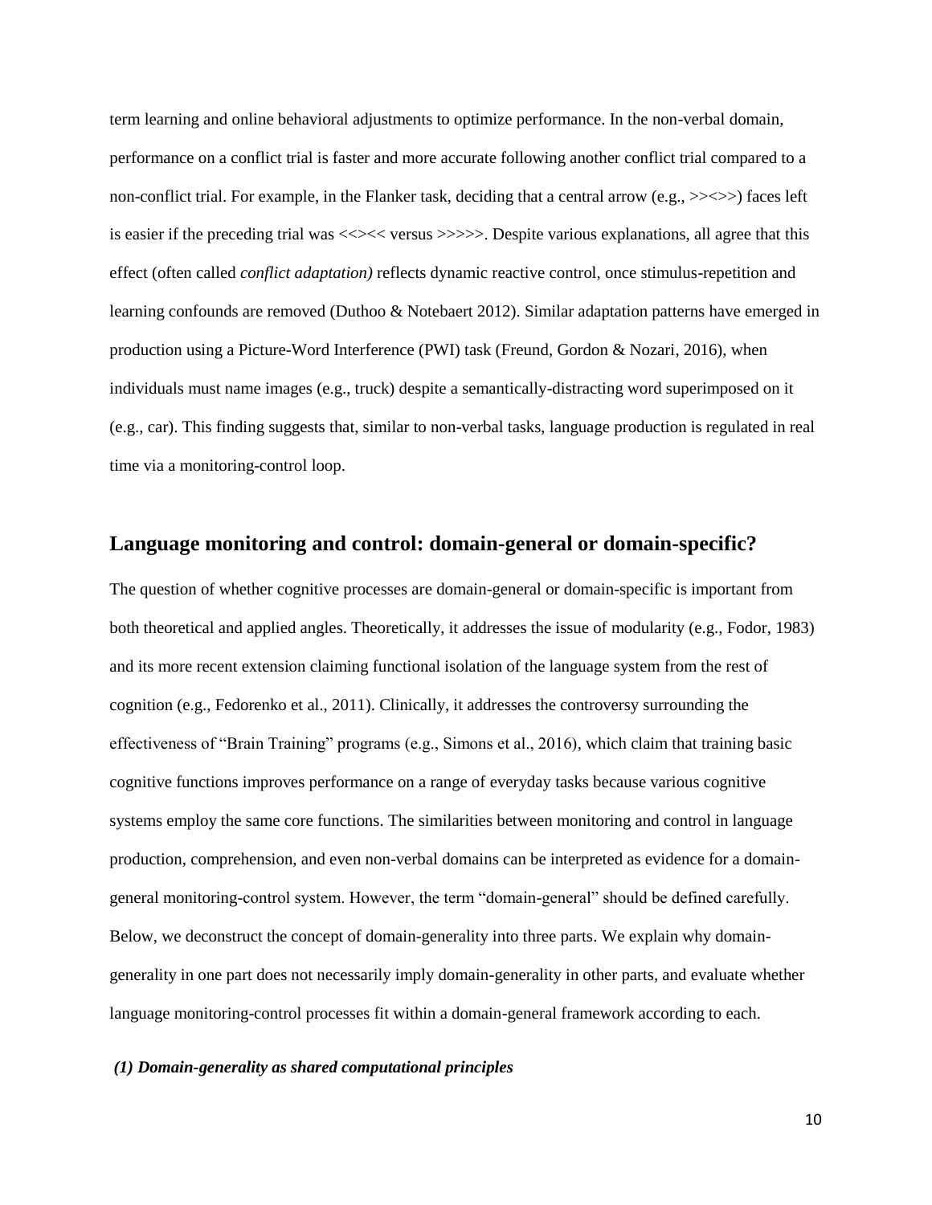term learning and online behavioral adjustments to optimize performance. In the non-verbal domain, performance on a conflict trial is faster and more accurate following another conflict trial compared to a non-conflict trial. For example, in the Flanker task, deciding that a central arrow (e.g., >><>>) faces left is easier if the preceding trial was <<><< versus >>>>>. Despite various explanations, all agree that this effect (often called *conflict adaptation)* reflects dynamic reactive control, once stimulus-repetition and learning confounds are removed (Duthoo & Notebaert 2012). Similar adaptation patterns have emerged in production using a Picture-Word Interference (PWI) task (Freund, Gordon & Nozari, 2016), when individuals must name images (e.g., truck) despite a semantically-distracting word superimposed on it (e.g., car). This finding suggests that, similar to non-verbal tasks, language production is regulated in real time via a monitoring-control loop.

## Language monitoring and control: domain-general or domain-specific?

The question of whether cognitive processes are domain-general or domain-specific is important from both theoretical and applied angles. Theoretically, it addresses the issue of modularity (e.g., Fodor, 1983) and its more recent extension claiming functional isolation of the language system from the rest of cognition (e.g., Fedorenko et al., 2011). Clinically, it addresses the controversy surrounding the effectiveness of "Brain Training" programs (e.g., Simons et al., 2016), which claim that training basic cognitive functions improves performance on a range of everyday tasks because various cognitive systems employ the same core functions. The similarities between monitoring and control in language production, comprehension, and even non-verbal domains can be interpreted as evidence for a domain-general monitoring-control system. However, the term "domain-general" should be defined carefully. Below, we deconstruct the concept of domain-generality into three parts. We explain why domain-generality in one part does not necessarily imply domain-generality in other parts, and evaluate whether language monitoring-control processes fit within a domain-general framework according to each.

### *(1) Domain-generality as shared computational principles*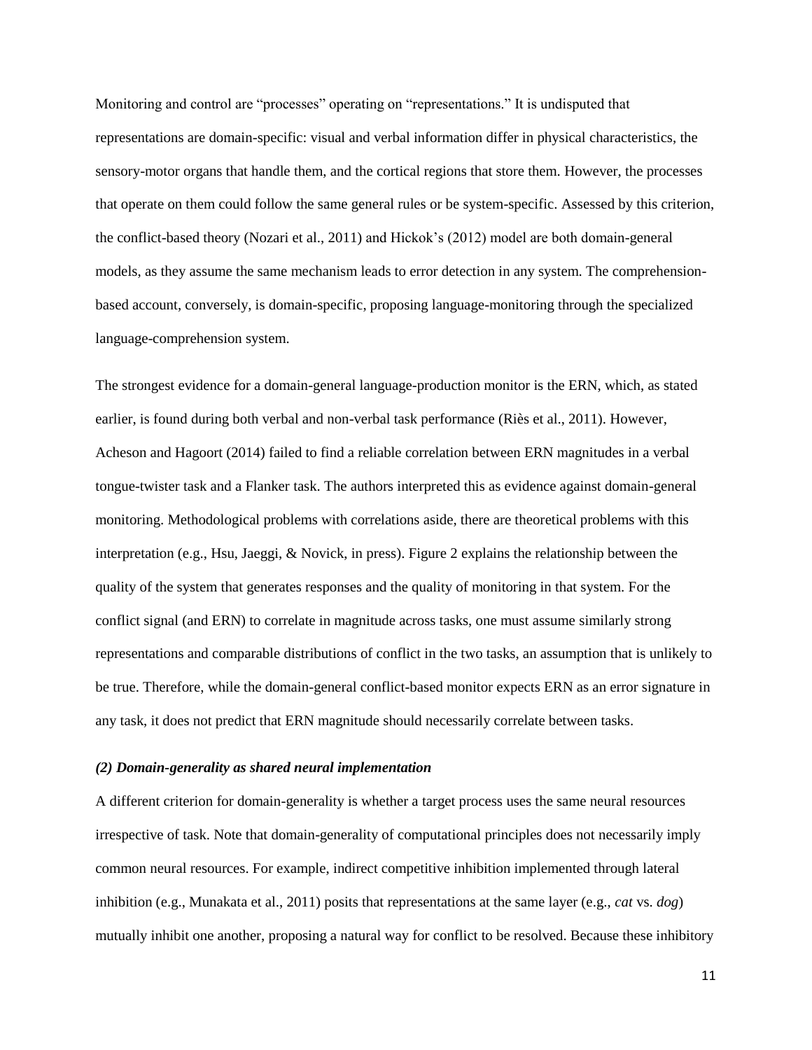Monitoring and control are "processes" operating on "representations." It is undisputed that representations are domain-specific: visual and verbal information differ in physical characteristics, the sensory-motor organs that handle them, and the cortical regions that store them. However, the processes that operate on them could follow the same general rules or be system-specific. Assessed by this criterion, the conflict-based theory (Nozari et al., 2011) and Hickok's (2012) model are both domain-general models, as they assume the same mechanism leads to error detection in any system. The comprehension-based account, conversely, is domain-specific, proposing language-monitoring through the specialized language-comprehension system.

The strongest evidence for a domain-general language-production monitor is the ERN, which, as stated earlier, is found during both verbal and non-verbal task performance (Riès et al., 2011). However, Acheson and Hagoort (2014) failed to find a reliable correlation between ERN magnitudes in a verbal tongue-twister task and a Flanker task. The authors interpreted this as evidence against domain-general monitoring. Methodological problems with correlations aside, there are theoretical problems with this interpretation (e.g., Hsu, Jaeggi, & Novick, in press). Figure 2 explains the relationship between the quality of the system that generates responses and the quality of monitoring in that system. For the conflict signal (and ERN) to correlate in magnitude across tasks, one must assume similarly strong representations and comparable distributions of conflict in the two tasks, an assumption that is unlikely to be true. Therefore, while the domain-general conflict-based monitor expects ERN as an error signature in any task, it does not predict that ERN magnitude should necessarily correlate between tasks.

### *(2) Domain-generality as shared neural implementation*

A different criterion for domain-generality is whether a target process uses the same neural resources irrespective of task. Note that domain-generality of computational principles does not necessarily imply common neural resources. For example, indirect competitive inhibition implemented through lateral inhibition (e.g., Munakata et al., 2011) posits that representations at the same layer (e.g., *cat* vs. *dog*) mutually inhibit one another, proposing a natural way for conflict to be resolved. Because these inhibitory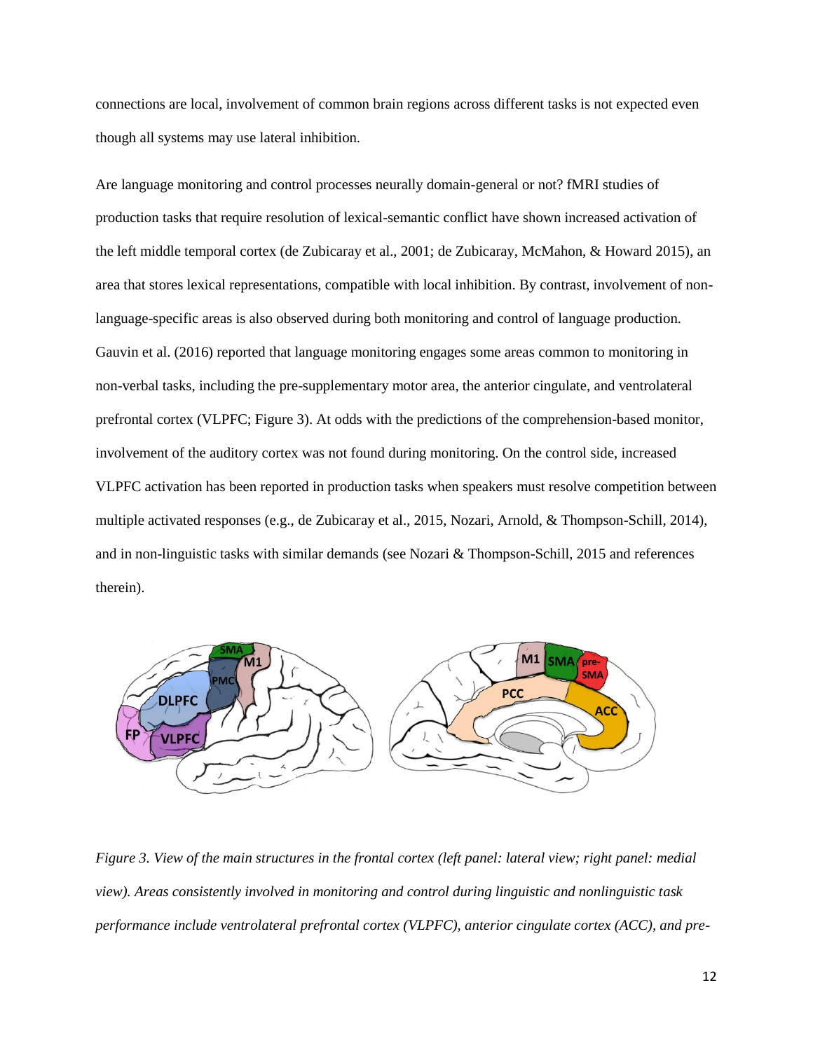connections are local, involvement of common brain regions across different tasks is not expected even though all systems may use lateral inhibition.

Are language monitoring and control processes neurally domain-general or not? fMRI studies of production tasks that require resolution of lexical-semantic conflict have shown increased activation of the left middle temporal cortex (de Zubicaray et al., 2001; de Zubicaray, McMahon, & Howard 2015), an area that stores lexical representations, compatible with local inhibition. By contrast, involvement of non-language-specific areas is also observed during both monitoring and control of language production. Gauvin et al. (2016) reported that language monitoring engages some areas common to monitoring in non-verbal tasks, including the pre-supplementary motor area, the anterior cingulate, and ventrolateral prefrontal cortex (VLPFC; Figure 3). At odds with the predictions of the comprehension-based monitor, involvement of the auditory cortex was not found during monitoring. On the control side, increased VLPFC activation has been reported in production tasks when speakers must resolve competition between multiple activated responses (e.g., de Zubicaray et al., 2015, Nozari, Arnold, & Thompson-Schill, 2014), and in non-linguistic tasks with similar demands (see Nozari & Thompson-Schill, 2015 and references therein).

*Figure 3. View of the main structures in the frontal cortex (left panel: lateral view; right panel: medial view). Areas consistently involved in monitoring and control during linguistic and nonlinguistic task performance include ventrolateral prefrontal cortex (VLPFC), anterior cingulate cortex (ACC), and pre-*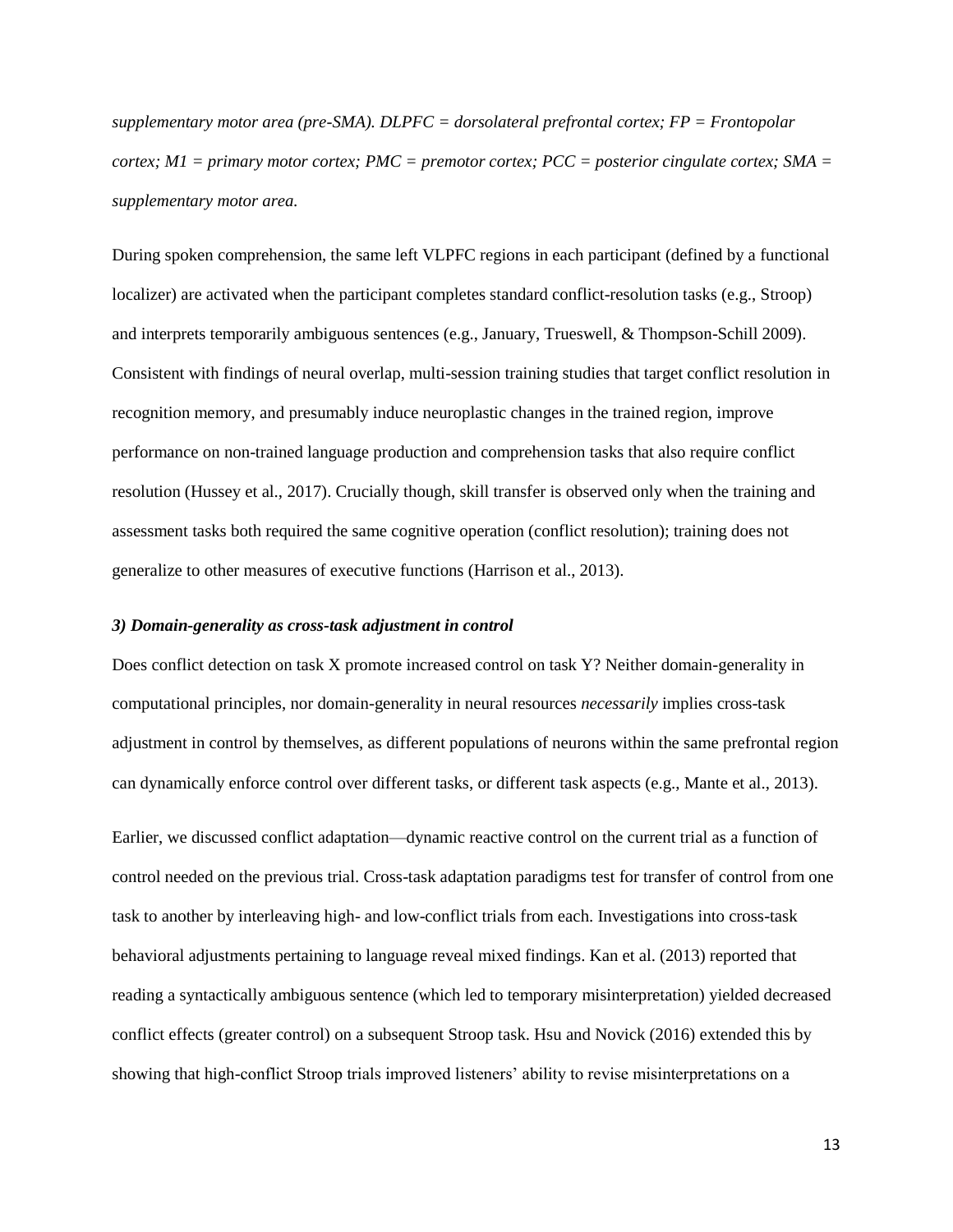*supplementary motor area (pre-SMA). DLPFC = dorsolateral prefrontal cortex; FP = Frontopolar cortex; M1 = primary motor cortex; PMC = premotor cortex; PCC = posterior cingulate cortex; SMA = supplementary motor area.*

During spoken comprehension, the same left VLPFC regions in each participant (defined by a functional localizer) are activated when the participant completes standard conflict-resolution tasks (e.g., Stroop) and interprets temporarily ambiguous sentences (e.g., January, Trueswell, & Thompson-Schill 2009). Consistent with findings of neural overlap, multi-session training studies that target conflict resolution in recognition memory, and presumably induce neuroplastic changes in the trained region, improve performance on non-trained language production and comprehension tasks that also require conflict resolution (Hussey et al., 2017). Crucially though, skill transfer is observed only when the training and assessment tasks both required the same cognitive operation (conflict resolution); training does not generalize to other measures of executive functions (Harrison et al., 2013).

### *3) Domain-generality as cross-task adjustment in control*

Does conflict detection on task X promote increased control on task Y? Neither domain-generality in computational principles, nor domain-generality in neural resources *necessarily* implies cross-task adjustment in control by themselves, as different populations of neurons within the same prefrontal region can dynamically enforce control over different tasks, or different task aspects (e.g., Mante et al., 2013).

Earlier, we discussed conflict adaptation—dynamic reactive control on the current trial as a function of control needed on the previous trial. Cross-task adaptation paradigms test for transfer of control from one task to another by interleaving high- and low-conflict trials from each. Investigations into cross-task behavioral adjustments pertaining to language reveal mixed findings. Kan et al. (2013) reported that reading a syntactically ambiguous sentence (which led to temporary misinterpretation) yielded decreased conflict effects (greater control) on a subsequent Stroop task. Hsu and Novick (2016) extended this by showing that high-conflict Stroop trials improved listeners' ability to revise misinterpretations on a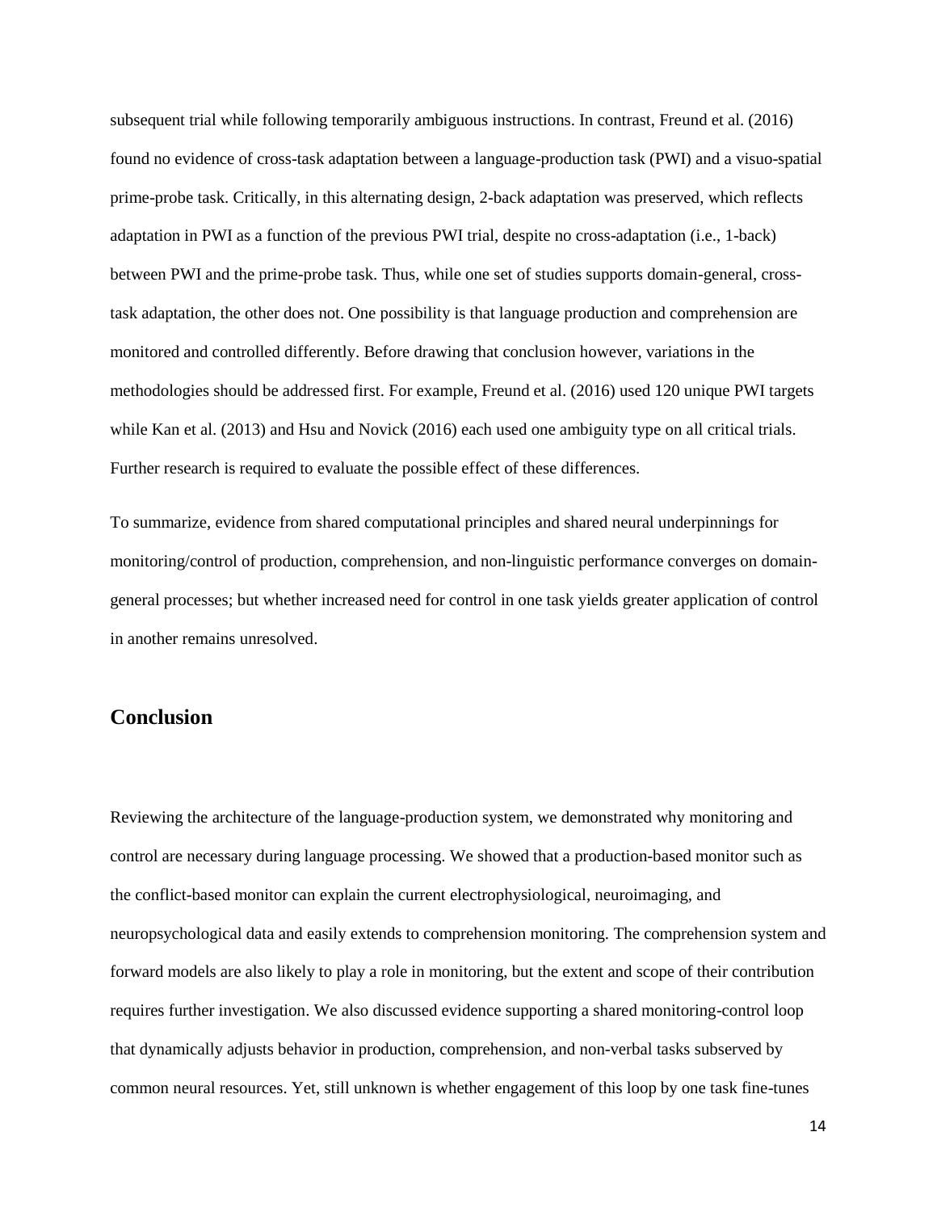subsequent trial while following temporarily ambiguous instructions. In contrast, Freund et al. (2016) found no evidence of cross-task adaptation between a language-production task (PWI) and a visuo-spatial prime-probe task. Critically, in this alternating design, 2-back adaptation was preserved, which reflects adaptation in PWI as a function of the previous PWI trial, despite no cross-adaptation (i.e., 1-back) between PWI and the prime-probe task. Thus, while one set of studies supports domain-general, cross-task adaptation, the other does not. One possibility is that language production and comprehension are monitored and controlled differently. Before drawing that conclusion however, variations in the methodologies should be addressed first. For example, Freund et al. (2016) used 120 unique PWI targets while Kan et al. (2013) and Hsu and Novick (2016) each used one ambiguity type on all critical trials. Further research is required to evaluate the possible effect of these differences.

To summarize, evidence from shared computational principles and shared neural underpinnings for monitoring/control of production, comprehension, and non-linguistic performance converges on domain-general processes; but whether increased need for control in one task yields greater application of control in another remains unresolved.

## Conclusion

Reviewing the architecture of the language-production system, we demonstrated why monitoring and control are necessary during language processing. We showed that a production-based monitor such as the conflict-based monitor can explain the current electrophysiological, neuroimaging, and neuropsychological data and easily extends to comprehension monitoring. The comprehension system and forward models are also likely to play a role in monitoring, but the extent and scope of their contribution requires further investigation. We also discussed evidence supporting a shared monitoring-control loop that dynamically adjusts behavior in production, comprehension, and non-verbal tasks subserved by common neural resources. Yet, still unknown is whether engagement of this loop by one task fine-tunes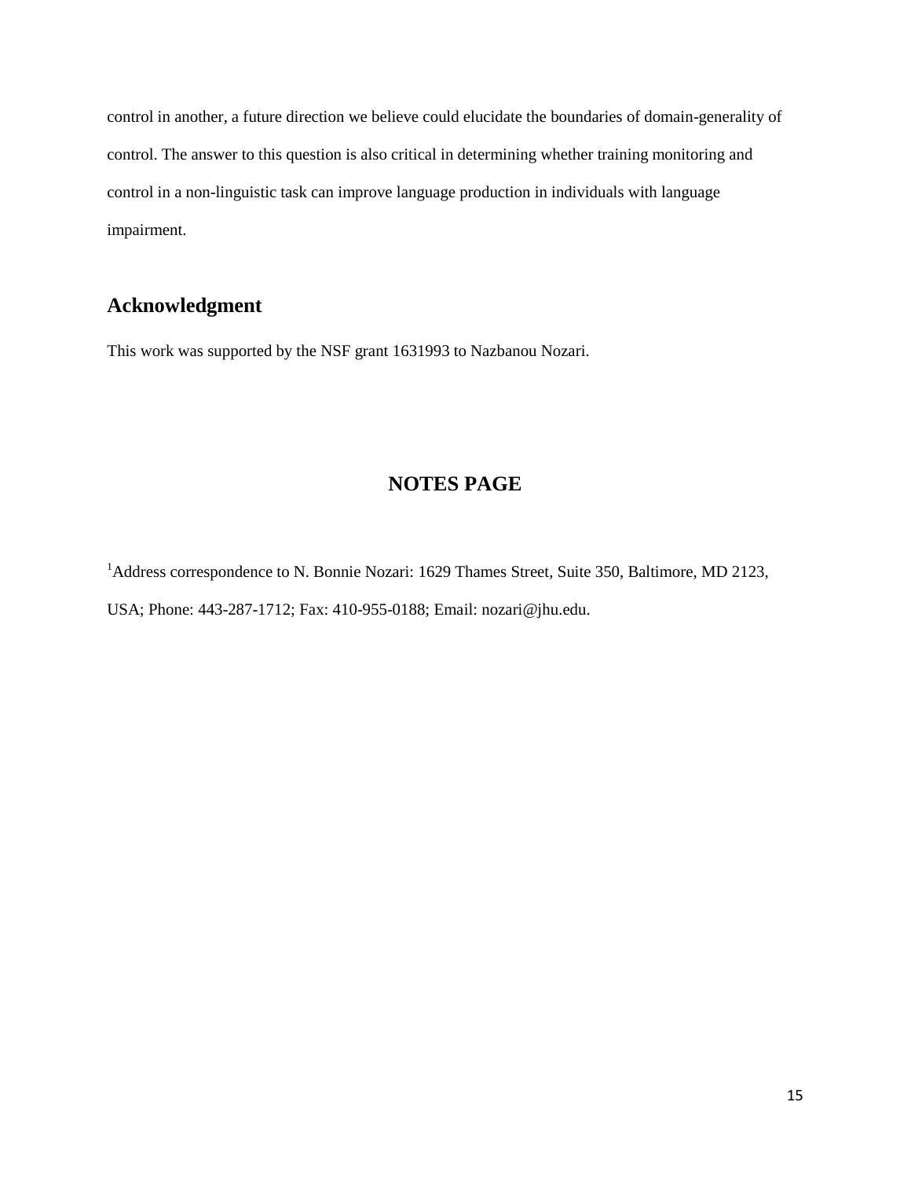control in another, a future direction we believe could elucidate the boundaries of domain-generality of control. The answer to this question is also critical in determining whether training monitoring and control in a non-linguistic task can improve language production in individuals with language impairment.

## Acknowledgment

This work was supported by the NSF grant 1631993 to Nazbanou Nozari.

## NOTES PAGE

[1]Address correspondence to N. Bonnie Nozari: 1629 Thames Street, Suite 350, Baltimore, MD 2123, USA; Phone: 443-287-1712; Fax: 410-955-0188; Email: nozari@jhu.edu.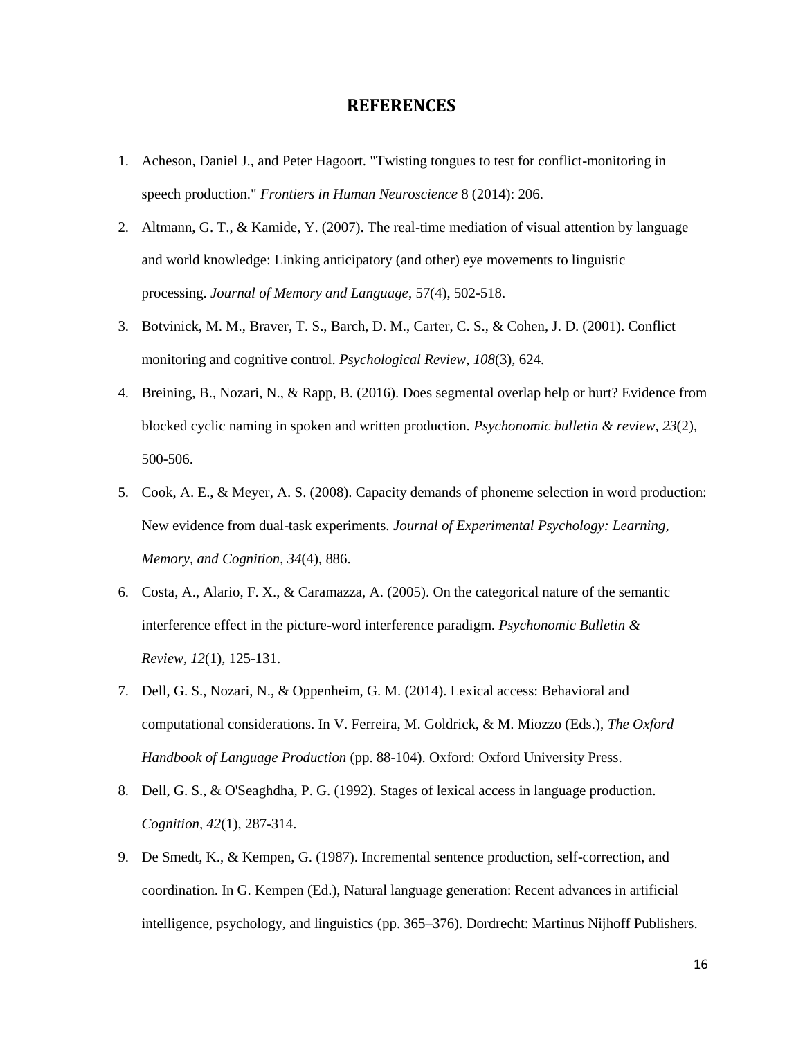# REFERENCES

1. Acheson, Daniel J., and Peter Hagoort. "Twisting tongues to test for conflict-monitoring in speech production." *Frontiers in Human Neuroscience* 8 (2014): 206.
2. Altmann, G. T., & Kamide, Y. (2007). The real-time mediation of visual attention by language and world knowledge: Linking anticipatory (and other) eye movements to linguistic processing. *Journal of Memory and Language*, 57(4), 502-518.
3. Botvinick, M. M., Braver, T. S., Barch, D. M., Carter, C. S., & Cohen, J. D. (2001). Conflict monitoring and cognitive control. *Psychological Review*, *108*(3), 624.
4. Breining, B., Nozari, N., & Rapp, B. (2016). Does segmental overlap help or hurt? Evidence from blocked cyclic naming in spoken and written production. *Psychonomic bulletin & review*, *23*(2), 500-506.
5. Cook, A. E., & Meyer, A. S. (2008). Capacity demands of phoneme selection in word production: New evidence from dual-task experiments. *Journal of Experimental Psychology: Learning, Memory, and Cognition*, *34*(4), 886.
6. Costa, A., Alario, F. X., & Caramazza, A. (2005). On the categorical nature of the semantic interference effect in the picture-word interference paradigm. *Psychonomic Bulletin & Review*, *12*(1), 125-131.
7. Dell, G. S., Nozari, N., & Oppenheim, G. M. (2014). Lexical access: Behavioral and computational considerations. In V. Ferreira, M. Goldrick, & M. Miozzo (Eds.), *The Oxford Handbook of Language Production* (pp. 88-104). Oxford: Oxford University Press.
8. Dell, G. S., & O'Seaghdha, P. G. (1992). Stages of lexical access in language production. *Cognition*, *42*(1), 287-314.
9. De Smedt, K., & Kempen, G. (1987). Incremental sentence production, self-correction, and coordination. In G. Kempen (Ed.), Natural language generation: Recent advances in artificial intelligence, psychology, and linguistics (pp. 365–376). Dordrecht: Martinus Nijhoff Publishers.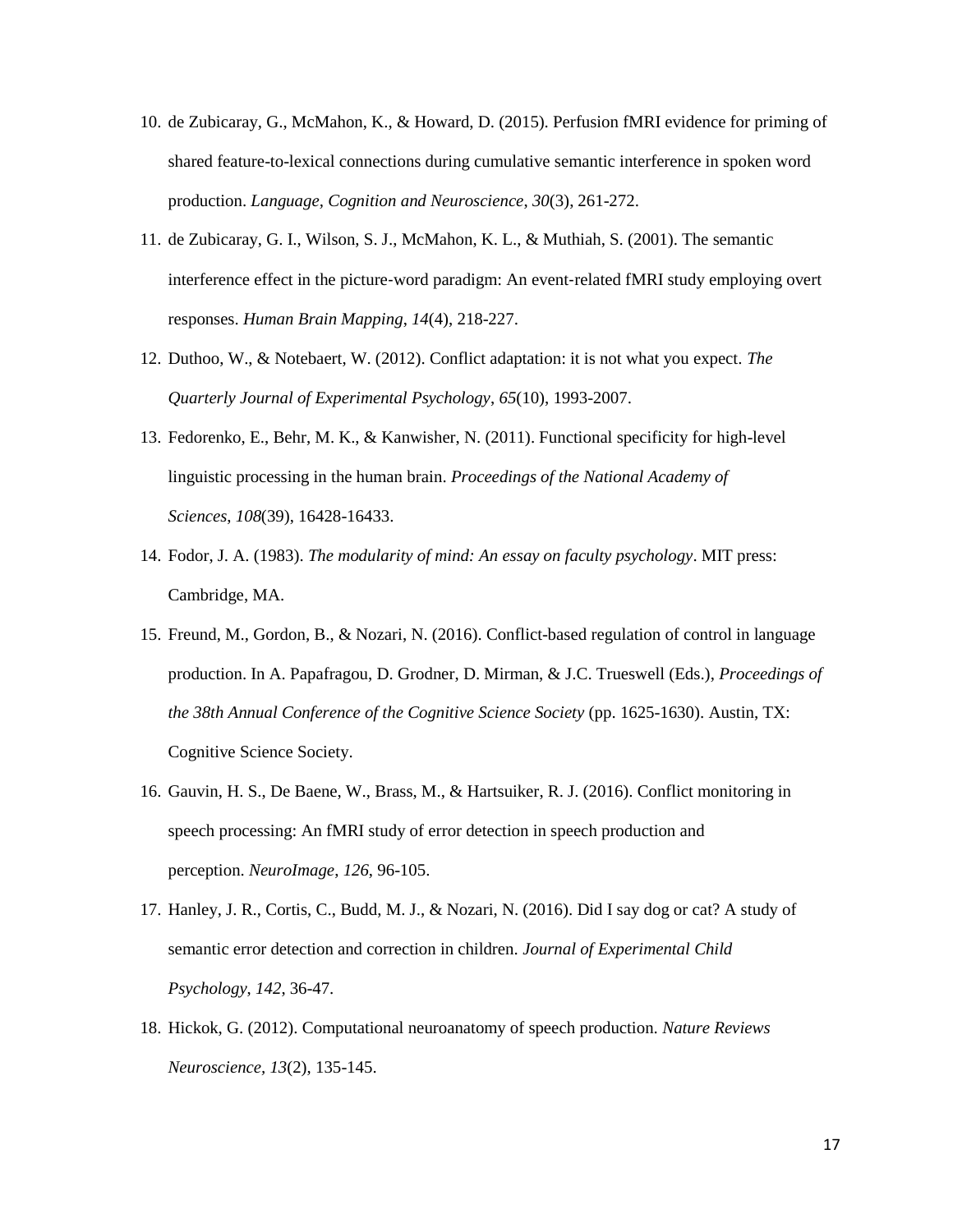10. de Zubicaray, G., McMahon, K., & Howard, D. (2015). Perfusion fMRI evidence for priming of shared feature-to-lexical connections during cumulative semantic interference in spoken word production. *Language, Cognition and Neuroscience*, *30*(3), 261-272.
11. de Zubicaray, G. I., Wilson, S. J., McMahon, K. L., & Muthiah, S. (2001). The semantic interference effect in the picture-word paradigm: An event-related fMRI study employing overt responses. *Human Brain Mapping*, *14*(4), 218-227.
12. Duthoo, W., & Notebaert, W. (2012). Conflict adaptation: it is not what you expect. *The Quarterly Journal of Experimental Psychology*, *65*(10), 1993-2007.
13. Fedorenko, E., Behr, M. K., & Kanwisher, N. (2011). Functional specificity for high-level linguistic processing in the human brain. *Proceedings of the National Academy of Sciences*, *108*(39), 16428-16433.
14. Fodor, J. A. (1983). *The modularity of mind: An essay on faculty psychology*. MIT press: Cambridge, MA.
15. Freund, M., Gordon, B., & Nozari, N. (2016). Conflict-based regulation of control in language production. In A. Papafragou, D. Grodner, D. Mirman, & J.C. Trueswell (Eds.), *Proceedings of the 38th Annual Conference of the Cognitive Science Society* (pp. 1625-1630). Austin, TX: Cognitive Science Society.
16. Gauvin, H. S., De Baene, W., Brass, M., & Hartsuiker, R. J. (2016). Conflict monitoring in speech processing: An fMRI study of error detection in speech production and perception. *NeuroImage*, *126*, 96-105.
17. Hanley, J. R., Cortis, C., Budd, M. J., & Nozari, N. (2016). Did I say dog or cat? A study of semantic error detection and correction in children. *Journal of Experimental Child Psychology*, *142*, 36-47.
18. Hickok, G. (2012). Computational neuroanatomy of speech production. *Nature Reviews Neuroscience*, *13*(2), 135-145.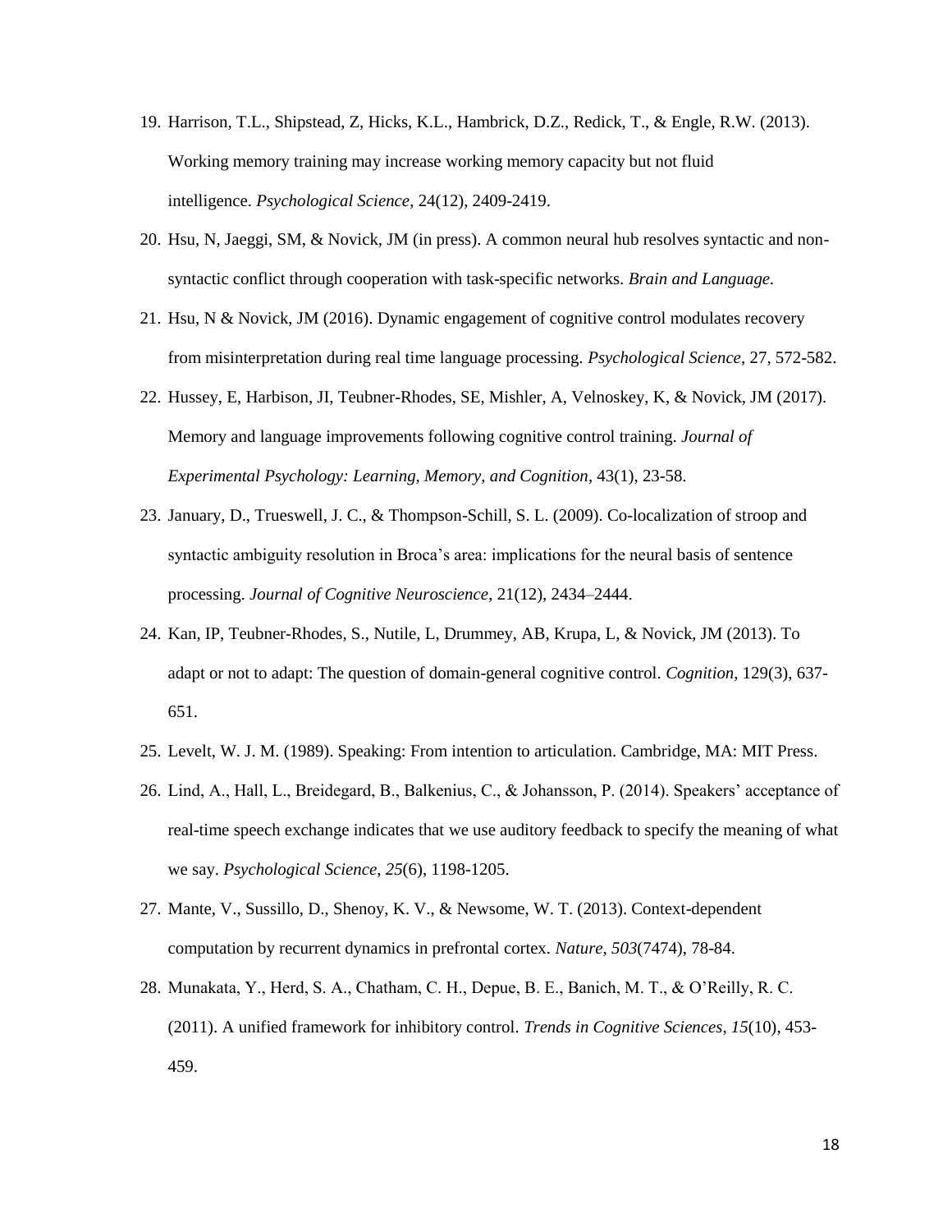19. Harrison, T.L., Shipstead, Z, Hicks, K.L., Hambrick, D.Z., Redick, T., & Engle, R.W. (2013). Working memory training may increase working memory capacity but not fluid intelligence. *Psychological Science*, 24(12), 2409-2419.

20. Hsu, N, Jaeggi, SM, & Novick, JM (in press). A common neural hub resolves syntactic and non-syntactic conflict through cooperation with task-specific networks. *Brain and Language*.

21. Hsu, N & Novick, JM (2016). Dynamic engagement of cognitive control modulates recovery from misinterpretation during real time language processing. *Psychological Science*, 27, 572-582.

22. Hussey, E, Harbison, JI, Teubner-Rhodes, SE, Mishler, A, Velnoskey, K, & Novick, JM (2017). Memory and language improvements following cognitive control training. *Journal of Experimental Psychology: Learning, Memory, and Cognition*, 43(1), 23-58.

23. January, D., Trueswell, J. C., & Thompson-Schill, S. L. (2009). Co-localization of stroop and syntactic ambiguity resolution in Broca's area: implications for the neural basis of sentence processing. *Journal of Cognitive Neuroscience*, 21(12), 2434–2444.

24. Kan, IP, Teubner-Rhodes, S., Nutile, L, Drummey, AB, Krupa, L, & Novick, JM (2013). To adapt or not to adapt: The question of domain-general cognitive control. *Cognition*, 129(3), 637-651.

25. Levelt, W. J. M. (1989). Speaking: From intention to articulation. Cambridge, MA: MIT Press.

26. Lind, A., Hall, L., Breidegard, B., Balkenius, C., & Johansson, P. (2014). Speakers' acceptance of real-time speech exchange indicates that we use auditory feedback to specify the meaning of what we say. *Psychological Science*, *25*(6), 1198-1205.

27. Mante, V., Sussillo, D., Shenoy, K. V., & Newsome, W. T. (2013). Context-dependent computation by recurrent dynamics in prefrontal cortex. *Nature*, *503*(7474), 78-84.

28. Munakata, Y., Herd, S. A., Chatham, C. H., Depue, B. E., Banich, M. T., & O'Reilly, R. C. (2011). A unified framework for inhibitory control. *Trends in Cognitive Sciences*, *15*(10), 453-459.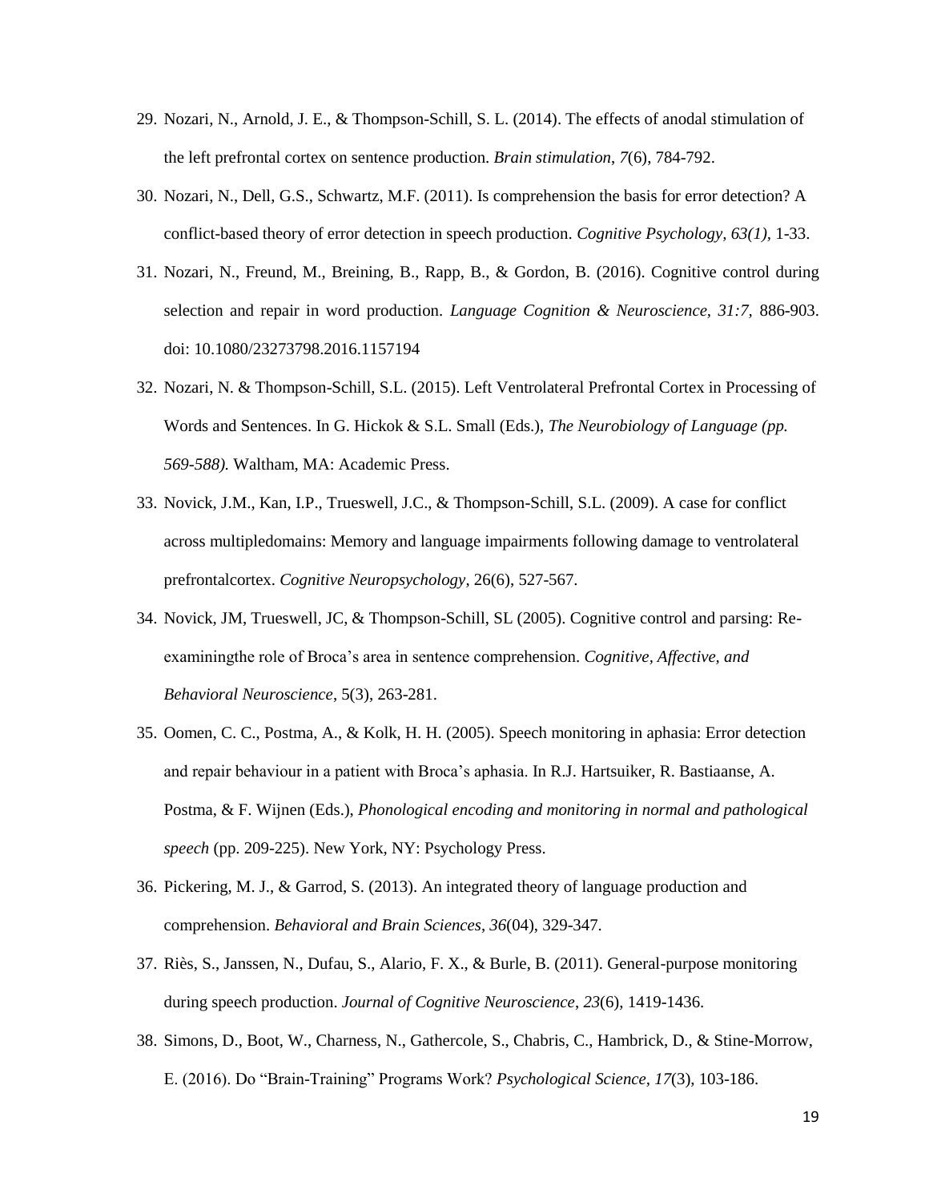29. Nozari, N., Arnold, J. E., & Thompson-Schill, S. L. (2014). The effects of anodal stimulation of the left prefrontal cortex on sentence production. *Brain stimulation*, *7*(6), 784-792.
30. Nozari, N., Dell, G.S., Schwartz, M.F. (2011). Is comprehension the basis for error detection? A conflict-based theory of error detection in speech production. *Cognitive Psychology, 63(1),* 1-33.
31. Nozari, N., Freund, M., Breining, B., Rapp, B., & Gordon, B. (2016). Cognitive control during selection and repair in word production. *Language Cognition & Neuroscience, 31:7,* 886-903. doi: 10.1080/23273798.2016.1157194
32. Nozari, N. & Thompson-Schill, S.L. (2015). Left Ventrolateral Prefrontal Cortex in Processing of Words and Sentences. In G. Hickok & S.L. Small (Eds.), *The Neurobiology of Language (pp. 569-588).* Waltham, MA: Academic Press.
33. Novick, J.M., Kan, I.P., Trueswell, J.C., & Thompson-Schill, S.L. (2009). A case for conflict across multipledomains: Memory and language impairments following damage to ventrolateral prefrontalcortex. *Cognitive Neuropsychology*, 26(6), 527-567.
34. Novick, JM, Trueswell, JC, & Thompson-Schill, SL (2005). Cognitive control and parsing: Re-examiningthe role of Broca's area in sentence comprehension. *Cognitive, Affective, and Behavioral Neuroscience*, 5(3), 263-281.
35. Oomen, C. C., Postma, A., & Kolk, H. H. (2005). Speech monitoring in aphasia: Error detection and repair behaviour in a patient with Broca's aphasia. In R.J. Hartsuiker, R. Bastiaanse, A. Postma, & F. Wijnen (Eds.), *Phonological encoding and monitoring in normal and pathological speech* (pp. 209-225). New York, NY: Psychology Press.
36. Pickering, M. J., & Garrod, S. (2013). An integrated theory of language production and comprehension. *Behavioral and Brain Sciences*, *36*(04), 329-347.
37. Riès, S., Janssen, N., Dufau, S., Alario, F. X., & Burle, B. (2011). General-purpose monitoring during speech production. *Journal of Cognitive Neuroscience*, *23*(6), 1419-1436.
38. Simons, D., Boot, W., Charness, N., Gathercole, S., Chabris, C., Hambrick, D., & Stine-Morrow, E. (2016). Do "Brain-Training" Programs Work? *Psychological Science*, *17*(3), 103-186.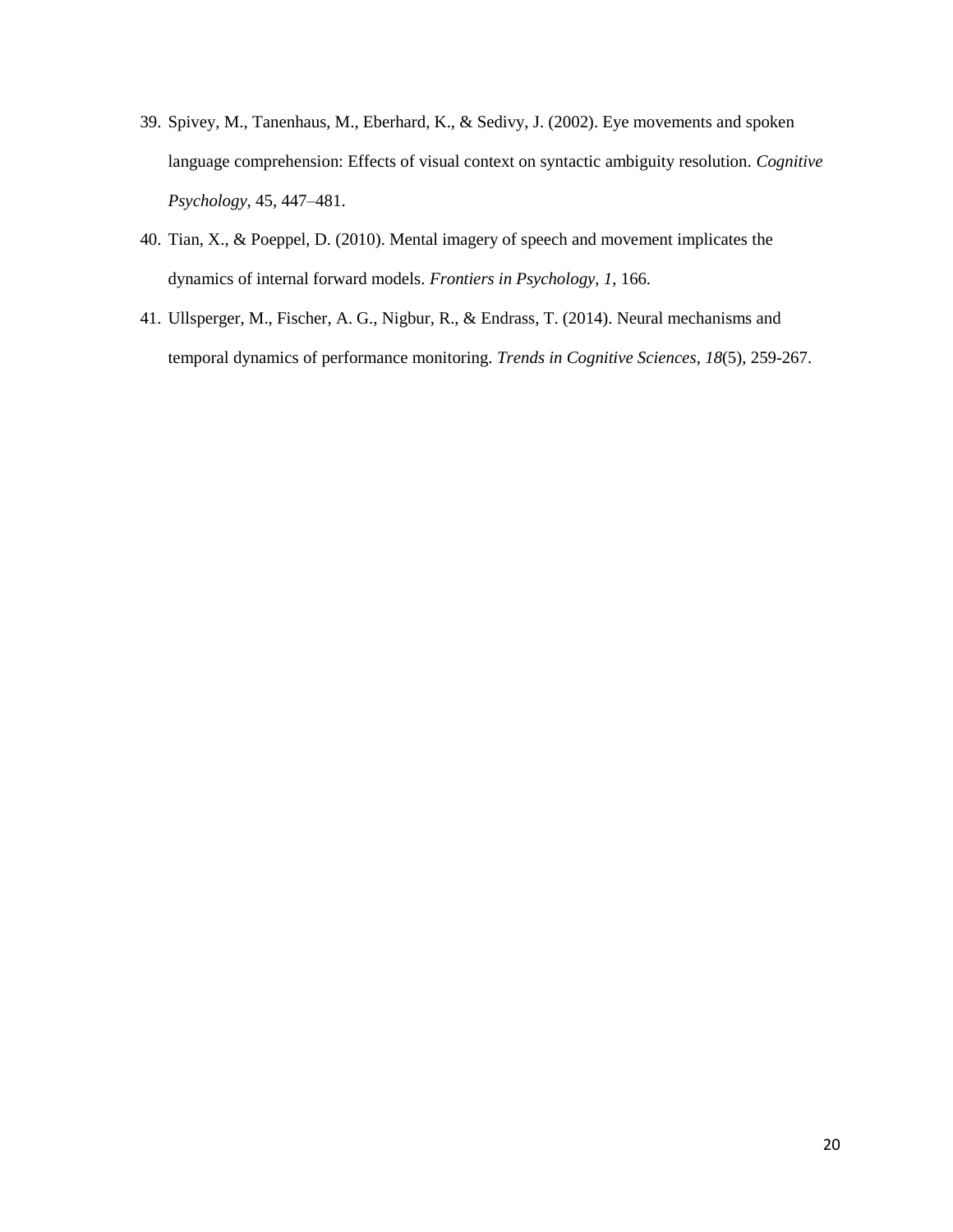39. Spivey, M., Tanenhaus, M., Eberhard, K., & Sedivy, J. (2002). Eye movements and spoken language comprehension: Effects of visual context on syntactic ambiguity resolution. *Cognitive Psychology,* 45, 447–481.
40. Tian, X., & Poeppel, D. (2010). Mental imagery of speech and movement implicates the dynamics of internal forward models. *Frontiers in Psychology*, *1*, 166.
41. Ullsperger, M., Fischer, A. G., Nigbur, R., & Endrass, T. (2014). Neural mechanisms and temporal dynamics of performance monitoring. *Trends in Cognitive Sciences*, *18*(5), 259-267.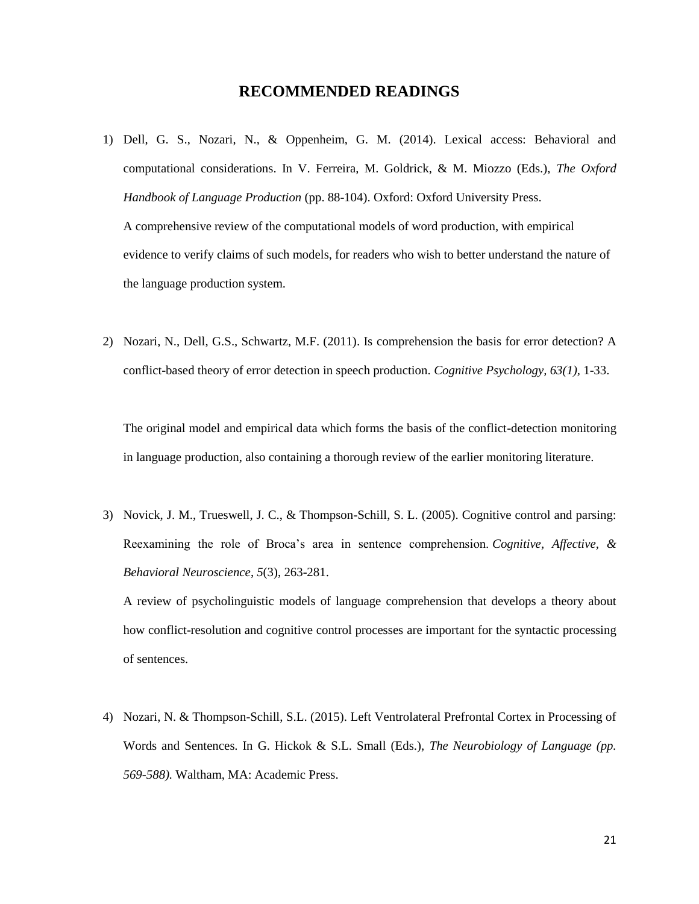# RECOMMENDED READINGS

1) Dell, G. S., Nozari, N., & Oppenheim, G. M. (2014). Lexical access: Behavioral and computational considerations. In V. Ferreira, M. Goldrick, & M. Miozzo (Eds.), *The Oxford Handbook of Language Production* (pp. 88-104). Oxford: Oxford University Press.

   A comprehensive review of the computational models of word production, with empirical evidence to verify claims of such models, for readers who wish to better understand the nature of the language production system.

2) Nozari, N., Dell, G.S., Schwartz, M.F. (2011). Is comprehension the basis for error detection? A conflict-based theory of error detection in speech production. *Cognitive Psychology, 63(1),* 1-33.

   The original model and empirical data which forms the basis of the conflict-detection monitoring in language production, also containing a thorough review of the earlier monitoring literature.

3) Novick, J. M., Trueswell, J. C., & Thompson-Schill, S. L. (2005). Cognitive control and parsing: Reexamining the role of Broca's area in sentence comprehension. *Cognitive, Affective, & Behavioral Neuroscience*, *5*(3), 263-281.

   A review of psycholinguistic models of language comprehension that develops a theory about how conflict-resolution and cognitive control processes are important for the syntactic processing of sentences.

4) Nozari, N. & Thompson-Schill, S.L. (2015). Left Ventrolateral Prefrontal Cortex in Processing of Words and Sentences. In G. Hickok & S.L. Small (Eds.), *The Neurobiology of Language (pp. 569-588).* Waltham, MA: Academic Press.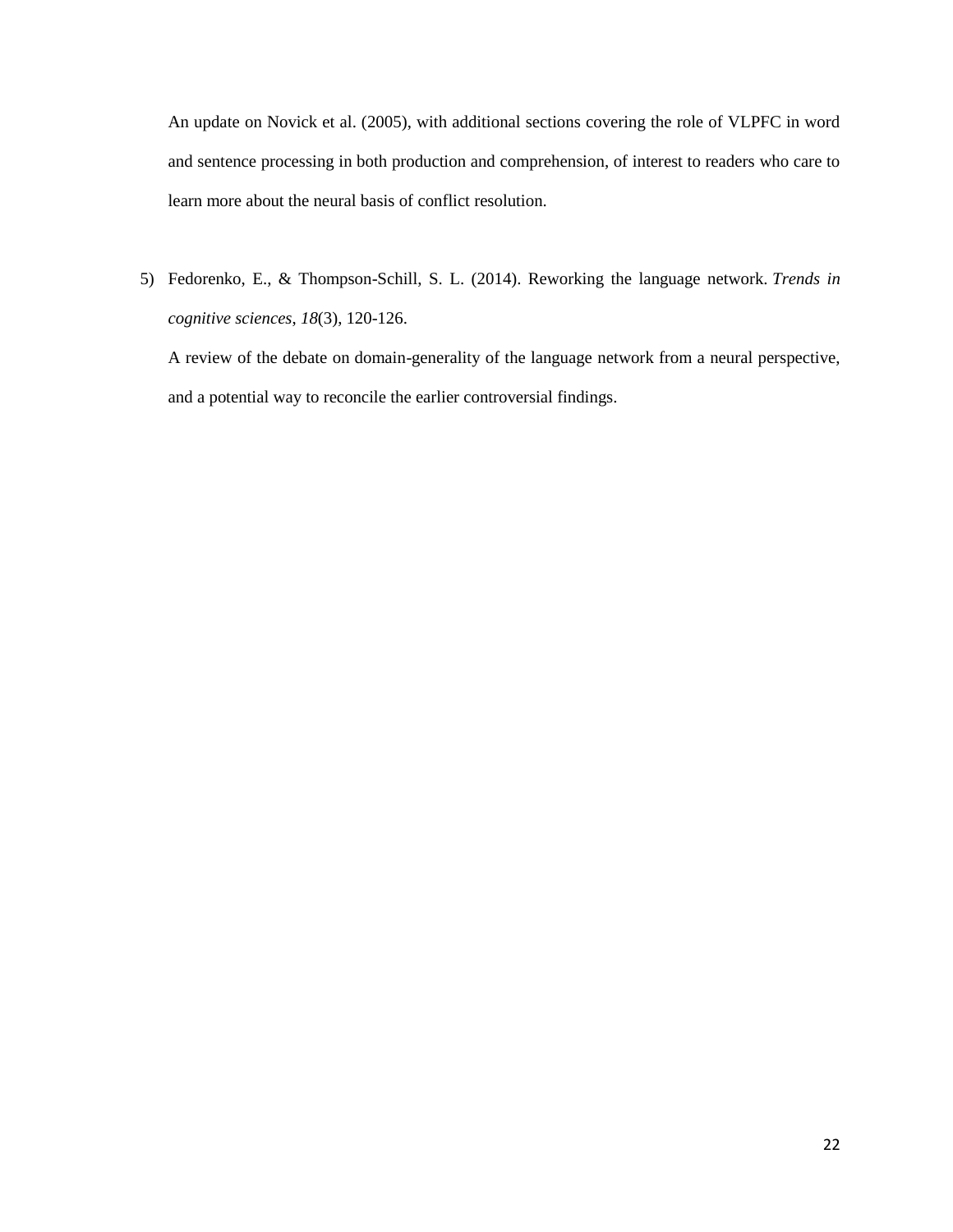An update on Novick et al. (2005), with additional sections covering the role of VLPFC in word and sentence processing in both production and comprehension, of interest to readers who care to learn more about the neural basis of conflict resolution.

5) Fedorenko, E., & Thompson-Schill, S. L. (2014). Reworking the language network. *Trends in cognitive sciences*, *18*(3), 120-126.

   A review of the debate on domain-generality of the language network from a neural perspective, and a potential way to reconcile the earlier controversial findings.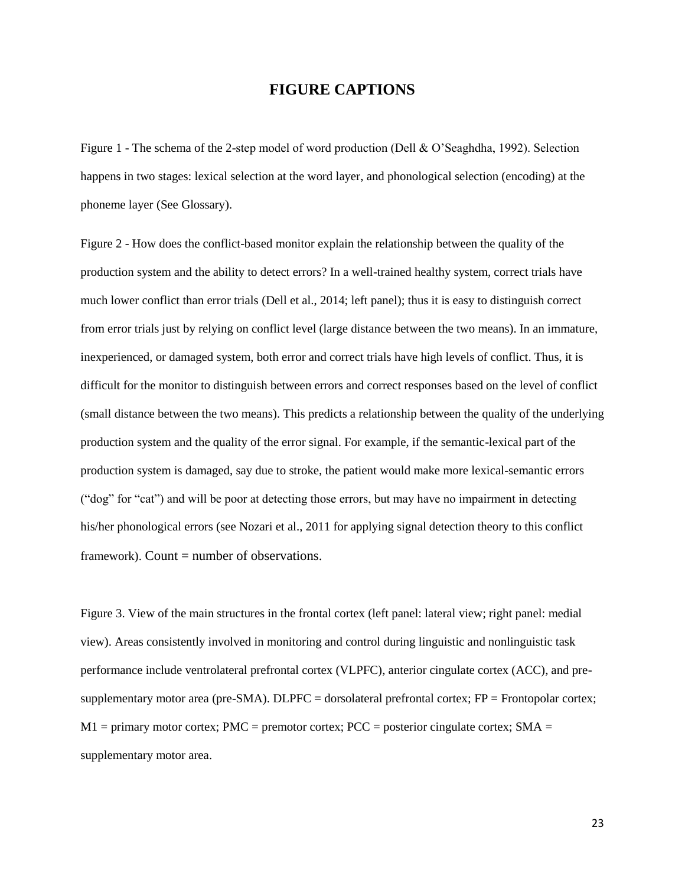# FIGURE CAPTIONS

Figure 1 - The schema of the 2-step model of word production (Dell & O'Seaghdha, 1992). Selection happens in two stages: lexical selection at the word layer, and phonological selection (encoding) at the phoneme layer (See Glossary).

Figure 2 - How does the conflict-based monitor explain the relationship between the quality of the production system and the ability to detect errors? In a well-trained healthy system, correct trials have much lower conflict than error trials (Dell et al., 2014; left panel); thus it is easy to distinguish correct from error trials just by relying on conflict level (large distance between the two means). In an immature, inexperienced, or damaged system, both error and correct trials have high levels of conflict. Thus, it is difficult for the monitor to distinguish between errors and correct responses based on the level of conflict (small distance between the two means). This predicts a relationship between the quality of the underlying production system and the quality of the error signal. For example, if the semantic-lexical part of the production system is damaged, say due to stroke, the patient would make more lexical-semantic errors ("dog" for "cat") and will be poor at detecting those errors, but may have no impairment in detecting his/her phonological errors (see Nozari et al., 2011 for applying signal detection theory to this conflict framework). Count = number of observations.

Figure 3. View of the main structures in the frontal cortex (left panel: lateral view; right panel: medial view). Areas consistently involved in monitoring and control during linguistic and nonlinguistic task performance include ventrolateral prefrontal cortex (VLPFC), anterior cingulate cortex (ACC), and pre-supplementary motor area (pre-SMA). DLPFC = dorsolateral prefrontal cortex; FP = Frontopolar cortex; M1 = primary motor cortex; PMC = premotor cortex; PCC = posterior cingulate cortex; SMA = supplementary motor area.